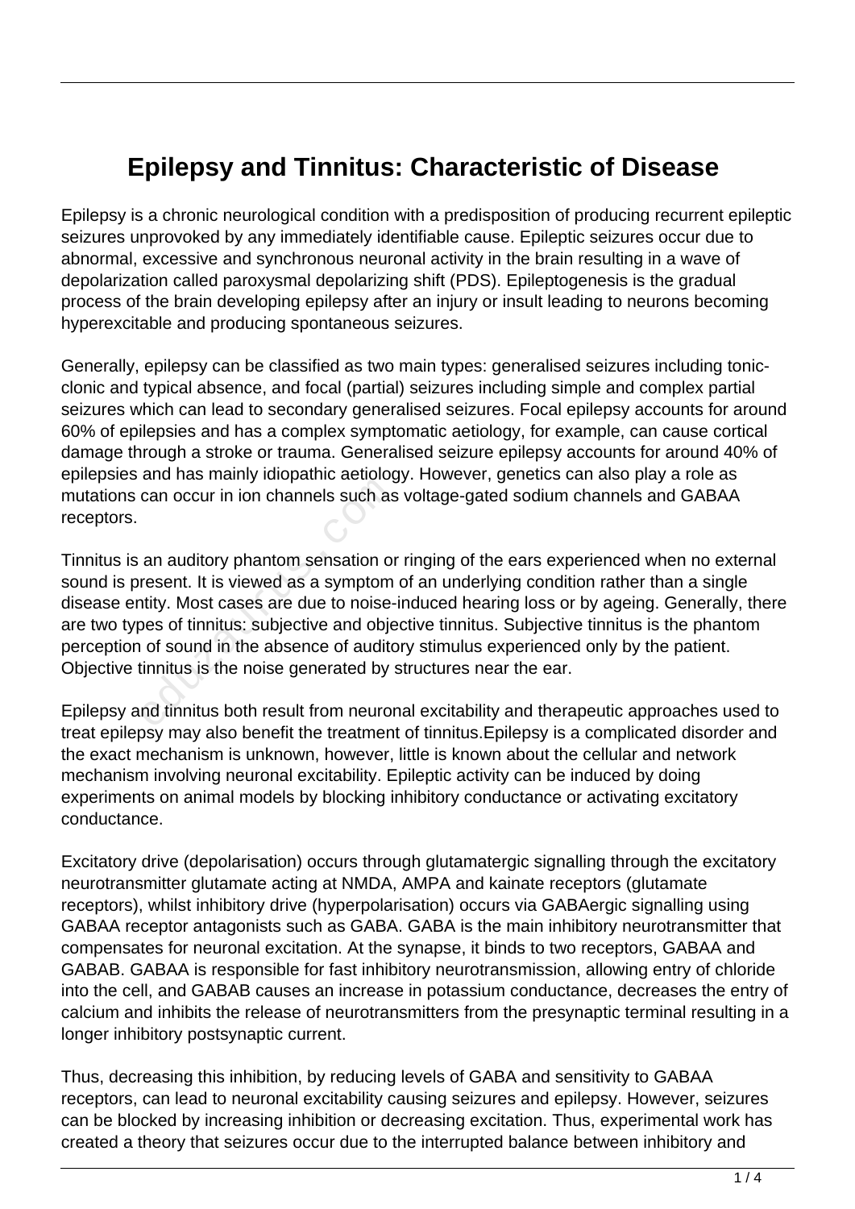# Epilepsy and Tinnitus: Characteristic of Disease

Epilepsy is a chronic neurological condition with a predisposition of producing recurrent epileptic seizures unprovoked by any immediately identifiable cause. Epileptic seizures occur due to abnormal, excessive and synchronous neuronal activity in the brain resulting in a wave of depolarization called paroxysmal depolarizing shift (PDS). Epileptogenesis is the gradual process of the brain developing epilepsy after an injury or insult leading to neurons becoming hyperexcitable and producing spontaneous seizures.

Generally, epilepsy can be classified as two main types: generalised seizures including tonic-clonic and typical absence, and focal (partial) seizures including simple and complex partial seizures which can lead to secondary generalised seizures. Focal epilepsy accounts for around 60% of epilepsies and has a complex symptomatic aetiology, for example, can cause cortical damage through a stroke or trauma. Generalised seizure epilepsy accounts for around 40% of epilepsies and has mainly idiopathic aetiology. However, genetics can also play a role as mutations can occur in ion channels such as voltage-gated sodium channels and GABAA receptors.

Tinnitus is an auditory phantom sensation or ringing of the ears experienced when no external sound is present. It is viewed as a symptom of an underlying condition rather than a single disease entity. Most cases are due to noise-induced hearing loss or by ageing. Generally, there are two types of tinnitus: subjective and objective tinnitus. Subjective tinnitus is the phantom perception of sound in the absence of auditory stimulus experienced only by the patient. Objective tinnitus is the noise generated by structures near the ear.

Epilepsy and tinnitus both result from neuronal excitability and therapeutic approaches used to treat epilepsy may also benefit the treatment of tinnitus.Epilepsy is a complicated disorder and the exact mechanism is unknown, however, little is known about the cellular and network mechanism involving neuronal excitability. Epileptic activity can be induced by doing experiments on animal models by blocking inhibitory conductance or activating excitatory conductance.

Excitatory drive (depolarisation) occurs through glutamatergic signalling through the excitatory neurotransmitter glutamate acting at NMDA, AMPA and kainate receptors (glutamate receptors), whilst inhibitory drive (hyperpolarisation) occurs via GABAergic signalling using GABAA receptor antagonists such as GABA. GABA is the main inhibitory neurotransmitter that compensates for neuronal excitation. At the synapse, it binds to two receptors, GABAA and GABAB. GABAA is responsible for fast inhibitory neurotransmission, allowing entry of chloride into the cell, and GABAB causes an increase in potassium conductance, decreases the entry of calcium and inhibits the release of neurotransmitters from the presynaptic terminal resulting in a longer inhibitory postsynaptic current.

Thus, decreasing this inhibition, by reducing levels of GABA and sensitivity to GABAA receptors, can lead to neuronal excitability causing seizures and epilepsy. However, seizures can be blocked by increasing inhibition or decreasing excitation. Thus, experimental work has created a theory that seizures occur due to the interrupted balance between inhibitory and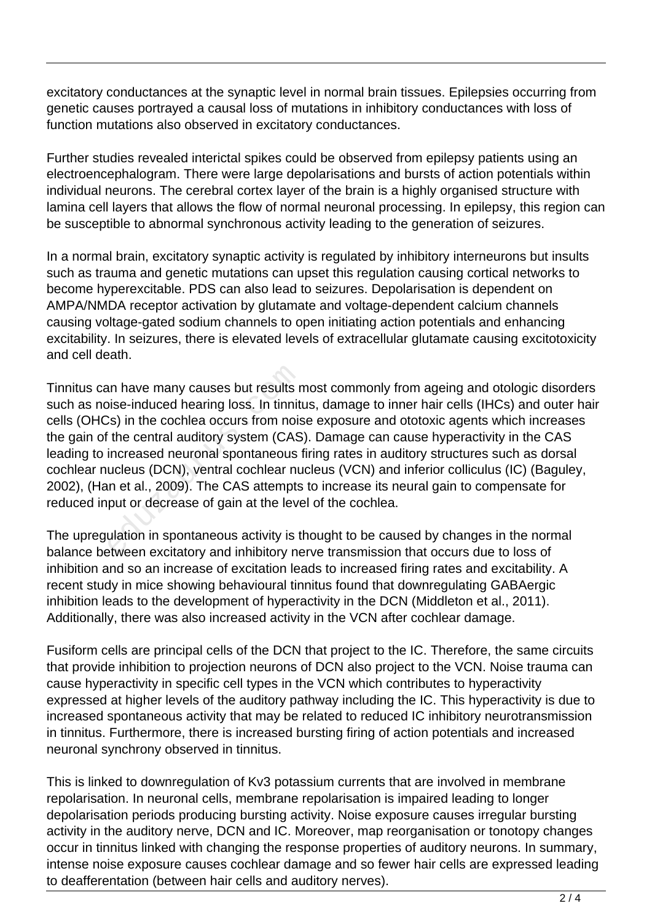excitatory conductances at the synaptic level in normal brain tissues. Epilepsies occurring from genetic causes portrayed a causal loss of mutations in inhibitory conductances with loss of function mutations also observed in excitatory conductances.

Further studies revealed interictal spikes could be observed from epilepsy patients using an electroencephalogram. There were large depolarisations and bursts of action potentials within individual neurons. The cerebral cortex layer of the brain is a highly organised structure with lamina cell layers that allows the flow of normal neuronal processing. In epilepsy, this region can be susceptible to abnormal synchronous activity leading to the generation of seizures.

In a normal brain, excitatory synaptic activity is regulated by inhibitory interneurons but insults such as trauma and genetic mutations can upset this regulation causing cortical networks to become hyperexcitable. PDS can also lead to seizures. Depolarisation is dependent on AMPA/NMDA receptor activation by glutamate and voltage-dependent calcium channels causing voltage-gated sodium channels to open initiating action potentials and enhancing excitability. In seizures, there is elevated levels of extracellular glutamate causing excitotoxicity and cell death.

Tinnitus can have many causes but results most commonly from ageing and otologic disorders such as noise-induced hearing loss. In tinnitus, damage to inner hair cells (IHCs) and outer hair cells (OHCs) in the cochlea occurs from noise exposure and ototoxic agents which increases the gain of the central auditory system (CAS). Damage can cause hyperactivity in the CAS leading to increased neuronal spontaneous firing rates in auditory structures such as dorsal cochlear nucleus (DCN), ventral cochlear nucleus (VCN) and inferior colliculus (IC) (Baguley, 2002), (Han et al., 2009). The CAS attempts to increase its neural gain to compensate for reduced input or decrease of gain at the level of the cochlea.

The upregulation in spontaneous activity is thought to be caused by changes in the normal balance between excitatory and inhibitory nerve transmission that occurs due to loss of inhibition and so an increase of excitation leads to increased firing rates and excitability. A recent study in mice showing behavioural tinnitus found that downregulating GABAergic inhibition leads to the development of hyperactivity in the DCN (Middleton et al., 2011). Additionally, there was also increased activity in the VCN after cochlear damage.

Fusiform cells are principal cells of the DCN that project to the IC. Therefore, the same circuits that provide inhibition to projection neurons of DCN also project to the VCN. Noise trauma can cause hyperactivity in specific cell types in the VCN which contributes to hyperactivity expressed at higher levels of the auditory pathway including the IC. This hyperactivity is due to increased spontaneous activity that may be related to reduced IC inhibitory neurotransmission in tinnitus. Furthermore, there is increased bursting firing of action potentials and increased neuronal synchrony observed in tinnitus.

This is linked to downregulation of Kv3 potassium currents that are involved in membrane repolarisation. In neuronal cells, membrane repolarisation is impaired leading to longer depolarisation periods producing bursting activity. Noise exposure causes irregular bursting activity in the auditory nerve, DCN and IC. Moreover, map reorganisation or tonotopy changes occur in tinnitus linked with changing the response properties of auditory neurons. In summary, intense noise exposure causes cochlear damage and so fewer hair cells are expressed leading to deafferentation (between hair cells and auditory nerves).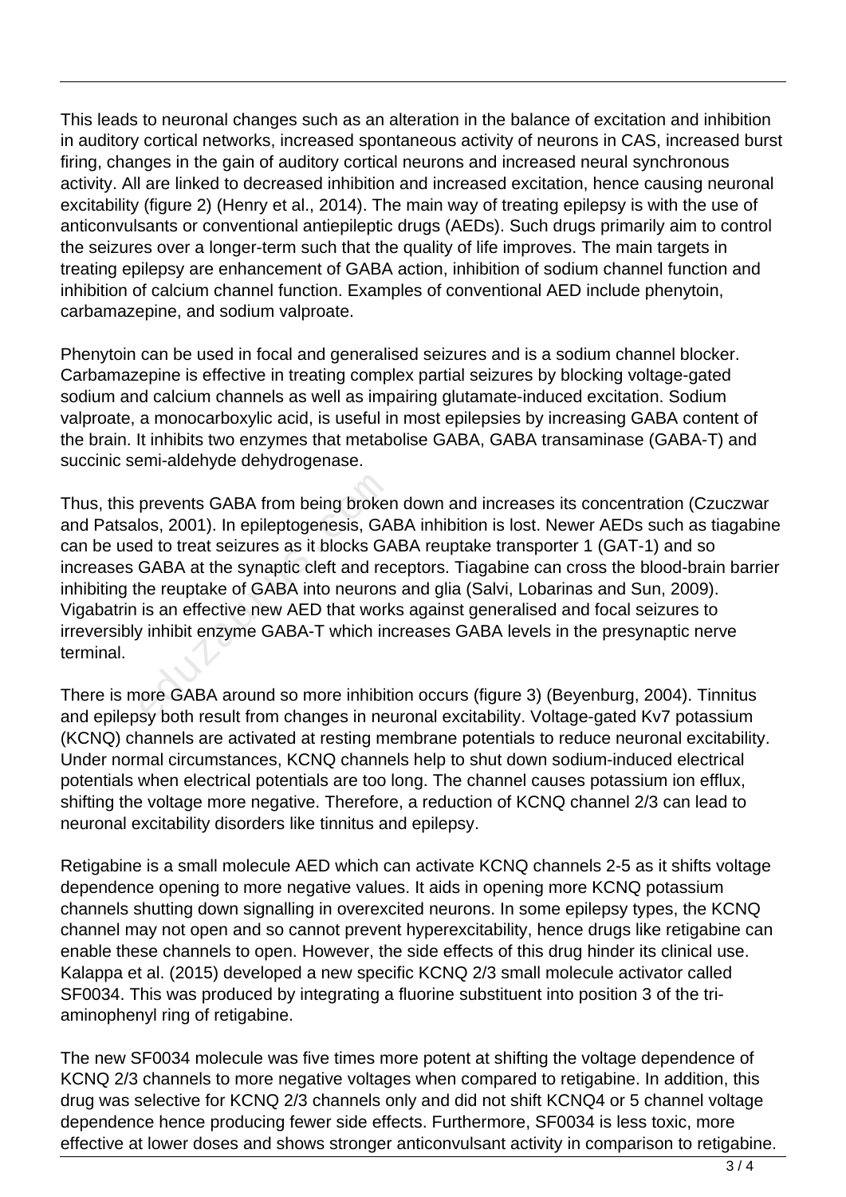This leads to neuronal changes such as an alteration in the balance of excitation and inhibition in auditory cortical networks, increased spontaneous activity of neurons in CAS, increased burst firing, changes in the gain of auditory cortical neurons and increased neural synchronous activity. All are linked to decreased inhibition and increased excitation, hence causing neuronal excitability (figure 2) (Henry et al., 2014). The main way of treating epilepsy is with the use of anticonvulsants or conventional antiepileptic drugs (AEDs). Such drugs primarily aim to control the seizures over a longer-term such that the quality of life improves. The main targets in treating epilepsy are enhancement of GABA action, inhibition of sodium channel function and inhibition of calcium channel function. Examples of conventional AED include phenytoin, carbamazepine, and sodium valproate.

Phenytoin can be used in focal and generalised seizures and is a sodium channel blocker. Carbamazepine is effective in treating complex partial seizures by blocking voltage-gated sodium and calcium channels as well as impairing glutamate-induced excitation. Sodium valproate, a monocarboxylic acid, is useful in most epilepsies by increasing GABA content of the brain. It inhibits two enzymes that metabolise GABA, GABA transaminase (GABA-T) and succinic semi-aldehyde dehydrogenase.

Thus, this prevents GABA from being broken down and increases its concentration (Czuczwar and Patsalos, 2001). In epileptogenesis, GABA inhibition is lost. Newer AEDs such as tiagabine can be used to treat seizures as it blocks GABA reuptake transporter 1 (GAT-1) and so increases GABA at the synaptic cleft and receptors. Tiagabine can cross the blood-brain barrier inhibiting the reuptake of GABA into neurons and glia (Salvi, Lobarinas and Sun, 2009). Vigabatrin is an effective new AED that works against generalised and focal seizures to irreversibly inhibit enzyme GABA-T which increases GABA levels in the presynaptic nerve terminal.

There is more GABA around so more inhibition occurs (figure 3) (Beyenburg, 2004). Tinnitus and epilepsy both result from changes in neuronal excitability. Voltage-gated Kv7 potassium (KCNQ) channels are activated at resting membrane potentials to reduce neuronal excitability. Under normal circumstances, KCNQ channels help to shut down sodium-induced electrical potentials when electrical potentials are too long. The channel causes potassium ion efflux, shifting the voltage more negative. Therefore, a reduction of KCNQ channel 2/3 can lead to neuronal excitability disorders like tinnitus and epilepsy.

Retigabine is a small molecule AED which can activate KCNQ channels 2-5 as it shifts voltage dependence opening to more negative values. It aids in opening more KCNQ potassium channels shutting down signalling in overexcited neurons. In some epilepsy types, the KCNQ channel may not open and so cannot prevent hyperexcitability, hence drugs like retigabine can enable these channels to open. However, the side effects of this drug hinder its clinical use. Kalappa et al. (2015) developed a new specific KCNQ 2/3 small molecule activator called SF0034. This was produced by integrating a fluorine substituent into position 3 of the tri-aminophenyl ring of retigabine.

The new SF0034 molecule was five times more potent at shifting the voltage dependence of KCNQ 2/3 channels to more negative voltages when compared to retigabine. In addition, this drug was selective for KCNQ 2/3 channels only and did not shift KCNQ4 or 5 channel voltage dependence hence producing fewer side effects. Furthermore, SF0034 is less toxic, more effective at lower doses and shows stronger anticonvulsant activity in comparison to retigabine.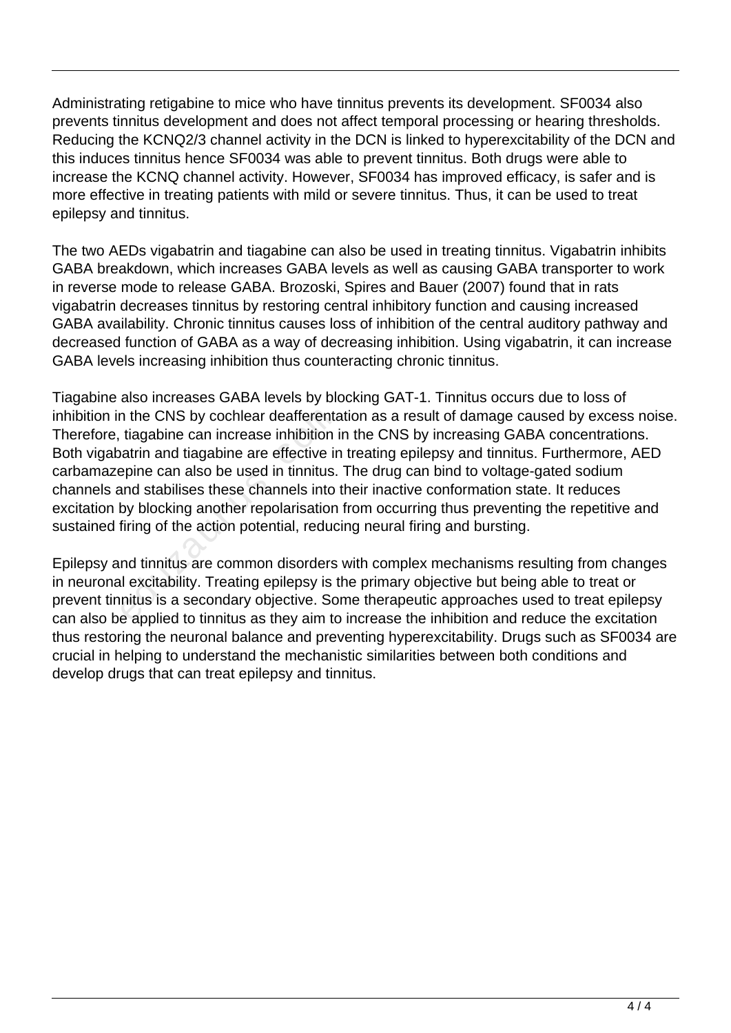Administrating retigabine to mice who have tinnitus prevents its development. SF0034 also prevents tinnitus development and does not affect temporal processing or hearing thresholds. Reducing the KCNQ2/3 channel activity in the DCN is linked to hyperexcitability of the DCN and this induces tinnitus hence SF0034 was able to prevent tinnitus. Both drugs were able to increase the KCNQ channel activity. However, SF0034 has improved efficacy, is safer and is more effective in treating patients with mild or severe tinnitus. Thus, it can be used to treat epilepsy and tinnitus.

The two AEDs vigabatrin and tiagabine can also be used in treating tinnitus. Vigabatrin inhibits GABA breakdown, which increases GABA levels as well as causing GABA transporter to work in reverse mode to release GABA. Brozoski, Spires and Bauer (2007) found that in rats vigabatrin decreases tinnitus by restoring central inhibitory function and causing increased GABA availability. Chronic tinnitus causes loss of inhibition of the central auditory pathway and decreased function of GABA as a way of decreasing inhibition. Using vigabatrin, it can increase GABA levels increasing inhibition thus counteracting chronic tinnitus.

Tiagabine also increases GABA levels by blocking GAT-1. Tinnitus occurs due to loss of inhibition in the CNS by cochlear deafferentation as a result of damage caused by excess noise. Therefore, tiagabine can increase inhibition in the CNS by increasing GABA concentrations. Both vigabatrin and tiagabine are effective in treating epilepsy and tinnitus. Furthermore, AED carbamazepine can also be used in tinnitus. The drug can bind to voltage-gated sodium channels and stabilises these channels into their inactive conformation state. It reduces excitation by blocking another repolarisation from occurring thus preventing the repetitive and sustained firing of the action potential, reducing neural firing and bursting.

Epilepsy and tinnitus are common disorders with complex mechanisms resulting from changes in neuronal excitability. Treating epilepsy is the primary objective but being able to treat or prevent tinnitus is a secondary objective. Some therapeutic approaches used to treat epilepsy can also be applied to tinnitus as they aim to increase the inhibition and reduce the excitation thus restoring the neuronal balance and preventing hyperexcitability. Drugs such as SF0034 are crucial in helping to understand the mechanistic similarities between both conditions and develop drugs that can treat epilepsy and tinnitus.